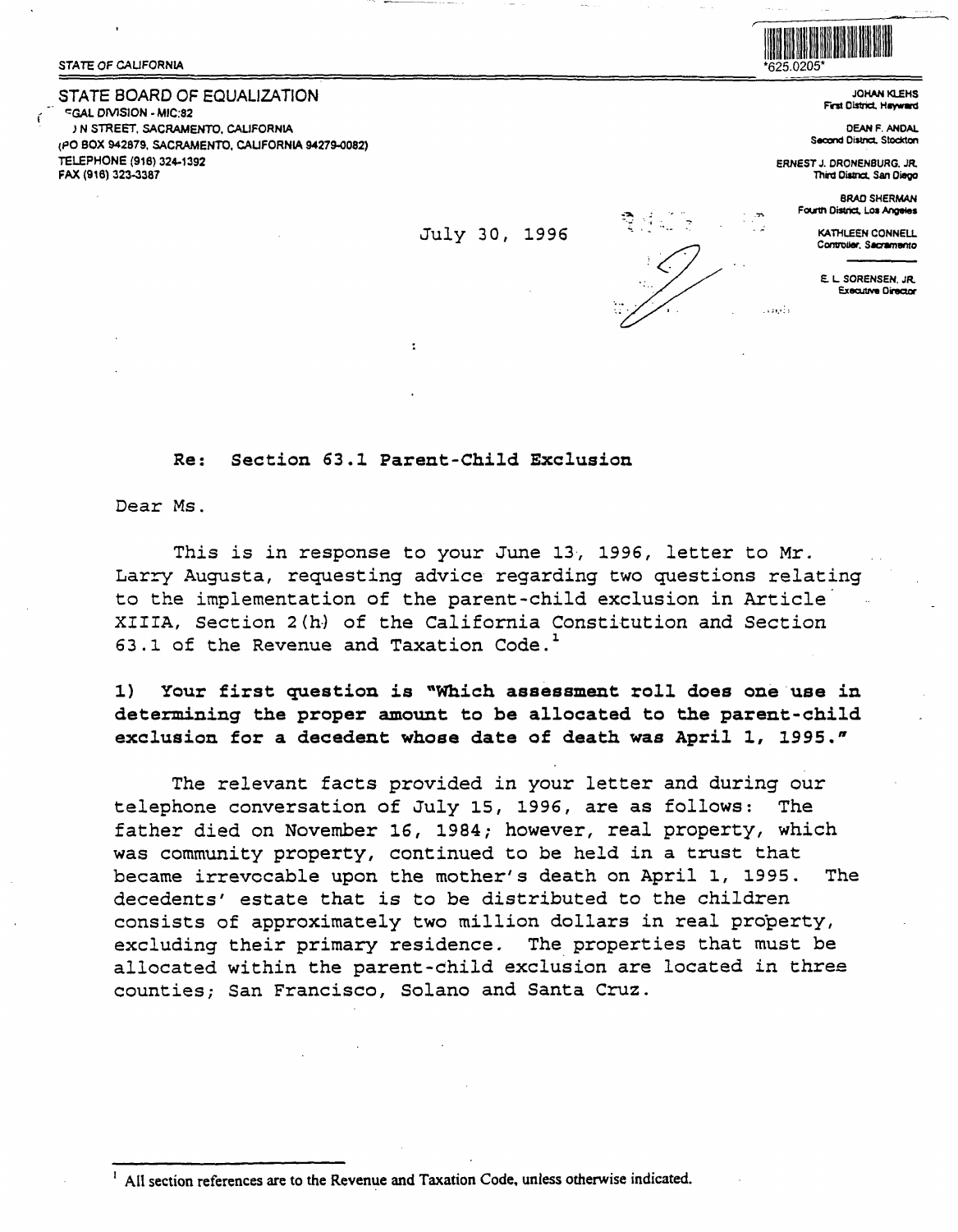STATE OF CALIFORNIA

*625.0205*

STATE BOARD OF EQUALIZATION
LEGAL DIVISION - MIC:82
N STREET, SACRAMENTO, CALIFORNIA
(PO BOX 942879, SACRAMENTO, CALIFORNIA 94279-0082)
TELEPHONE (916) 324-1392
FAX (916) 323-3387

JOHAN KLEHS
First District, Hayward

DEAN F. ANDAL
Second District, Stockton

ERNEST J. DRONENBURG, JR.
Third District, San Diego

BRAD SHERMAN
Fourth District, Los Angeles

KATHLEEN CONNELL
Controller, Sacramento

E. L. SORENSEN, JR.
Executive Director

July 30, 1996

**Re: Section 63.1 Parent-Child Exclusion**

Dear Ms.

This is in response to your June 13, 1996, letter to Mr. Larry Augusta, requesting advice regarding two questions relating to the implementation of the parent-child exclusion in Article XIIIA, Section 2(h) of the California Constitution and Section 63.1 of the Revenue and Taxation Code.[1]

**1) Your first question is "Which assessment roll does one use in determining the proper amount to be allocated to the parent-child exclusion for a decedent whose date of death was April 1, 1995."**

The relevant facts provided in your letter and during our telephone conversation of July 15, 1996, are as follows: The father died on November 16, 1984; however, real property, which was community property, continued to be held in a trust that became irrevocable upon the mother's death on April 1, 1995. The decedents' estate that is to be distributed to the children consists of approximately two million dollars in real property, excluding their primary residence. The properties that must be allocated within the parent-child exclusion are located in three counties; San Francisco, Solano and Santa Cruz.

[1] All section references are to the Revenue and Taxation Code, unless otherwise indicated.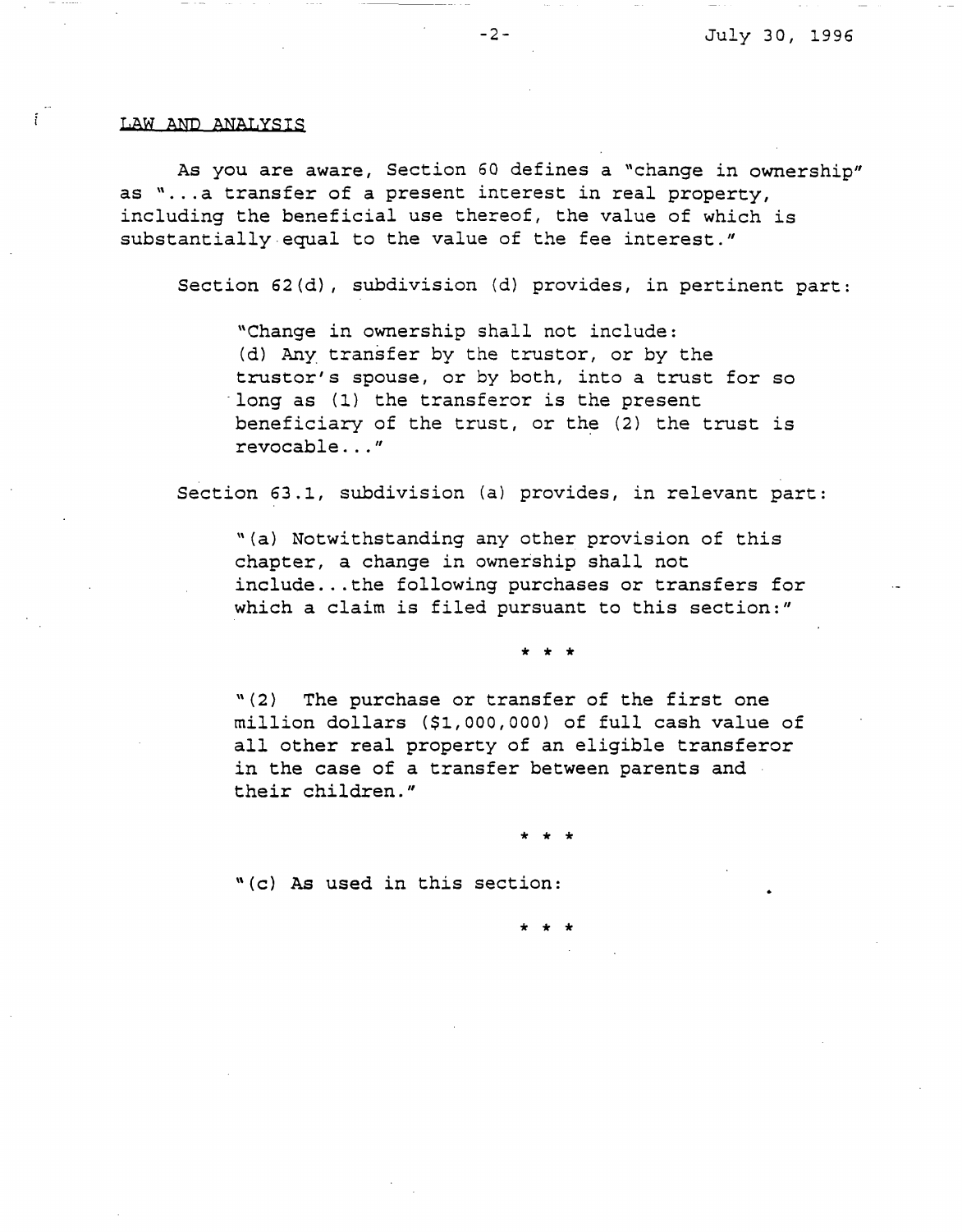LAW AND ANALYSIS

As you are aware, Section 60 defines a "change in ownership" as "...a transfer of a present interest in real property, including the beneficial use thereof, the value of which is substantially equal to the value of the fee interest."

Section 62(d), subdivision (d) provides, in pertinent part:

> "Change in ownership shall not include:
> (d) Any transfer by the trustor, or by the trustor's spouse, or by both, into a trust for so long as (1) the transferor is the present beneficiary of the trust, or the (2) the trust is revocable..."

Section 63.1, subdivision (a) provides, in relevant part:

> "(a) Notwithstanding any other provision of this chapter, a change in ownership shall not include...the following purchases or transfers for which a claim is filed pursuant to this section:"

\* \* \*

> "(2) The purchase or transfer of the first one million dollars ($1,000,000) of full cash value of all other real property of an eligible transferor in the case of a transfer between parents and their children."

\* \* \*

> "(c) As used in this section:

\* \* \*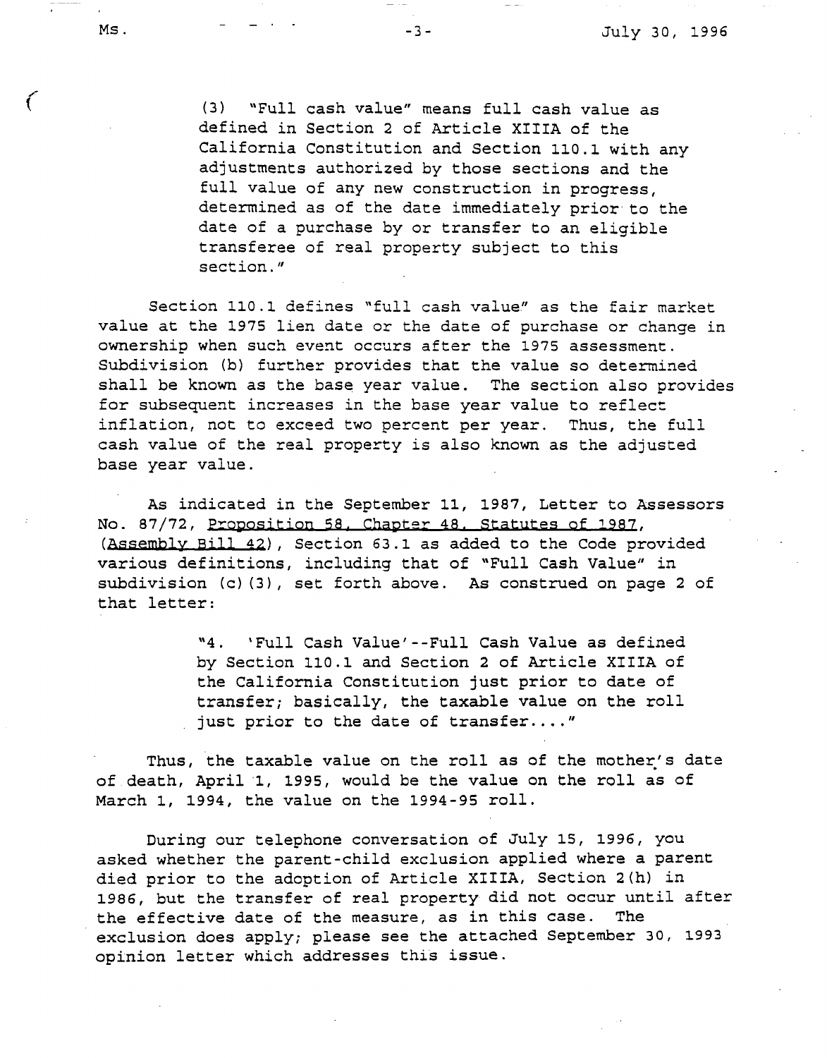> (3) "Full cash value" means full cash value as defined in Section 2 of Article XIIIA of the California Constitution and Section 110.1 with any adjustments authorized by those sections and the full value of any new construction in progress, determined as of the date immediately prior to the date of a purchase by or transfer to an eligible transferee of real property subject to this section."

Section 110.1 defines "full cash value" as the fair market value at the 1975 lien date or the date of purchase or change in ownership when such event occurs after the 1975 assessment. Subdivision (b) further provides that the value so determined shall be known as the base year value. The section also provides for subsequent increases in the base year value to reflect inflation, not to exceed two percent per year. Thus, the full cash value of the real property is also known as the adjusted base year value.

As indicated in the September 11, 1987, Letter to Assessors No. 87/72, Proposition 58, Chapter 48, Statutes of 1987, (Assembly Bill 42), Section 63.1 as added to the Code provided various definitions, including that of "Full Cash Value" in subdivision (c)(3), set forth above. As construed on page 2 of that letter:

> "4. 'Full Cash Value'--Full Cash Value as defined by Section 110.1 and Section 2 of Article XIIIA of the California Constitution just prior to date of transfer; basically, the taxable value on the roll just prior to the date of transfer...."

Thus, the taxable value on the roll as of the mother's date of death, April 1, 1995, would be the value on the roll as of March 1, 1994, the value on the 1994-95 roll.

During our telephone conversation of July 15, 1996, you asked whether the parent-child exclusion applied where a parent died prior to the adoption of Article XIIIA, Section 2(h) in 1986, but the transfer of real property did not occur until after the effective date of the measure, as in this case. The exclusion does apply; please see the attached September 30, 1993 opinion letter which addresses this issue.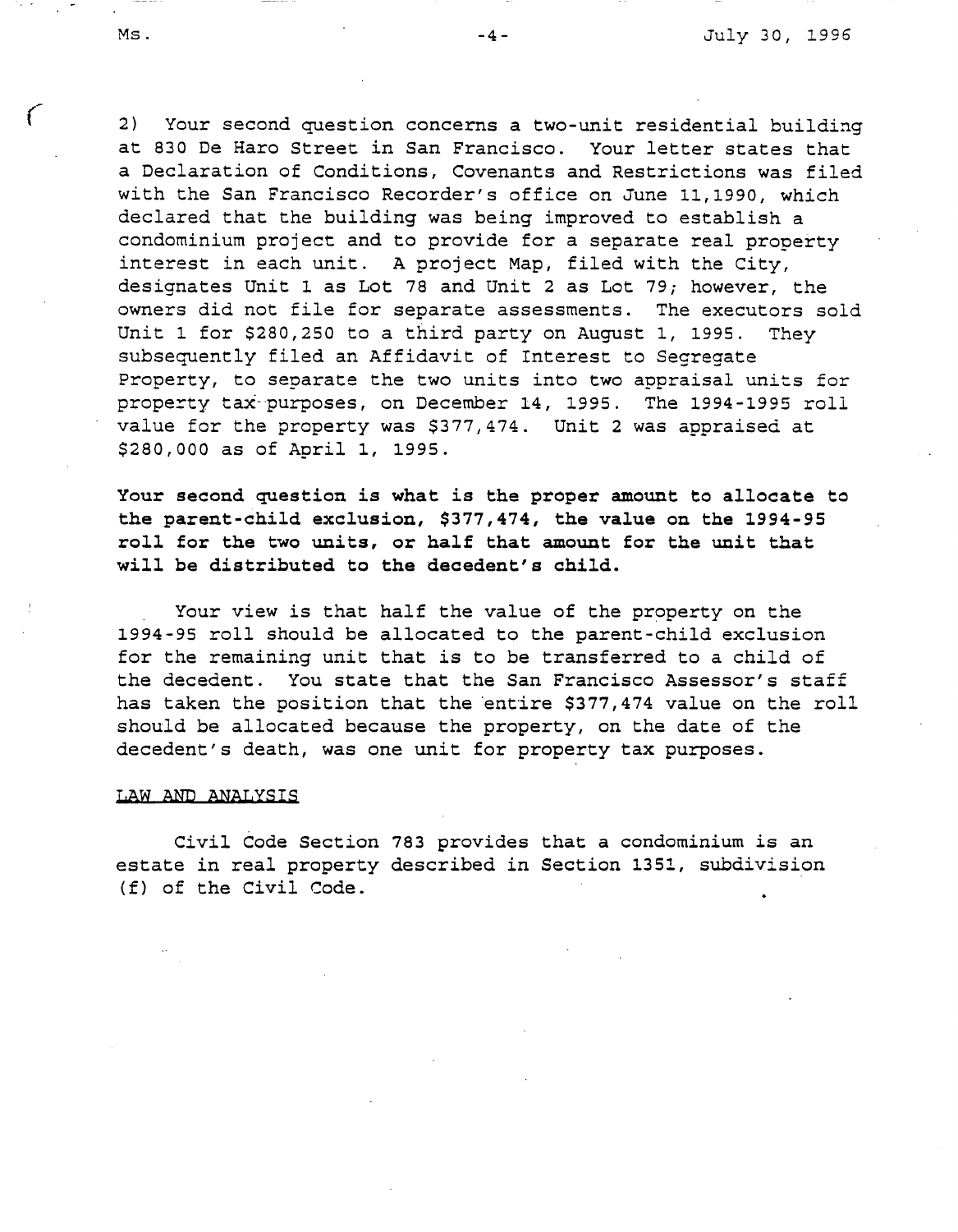2) Your second question concerns a two-unit residential building at 830 De Haro Street in San Francisco. Your letter states that a Declaration of Conditions, Covenants and Restrictions was filed with the San Francisco Recorder's office on June 11,1990, which declared that the building was being improved to establish a condominium project and to provide for a separate real property interest in each unit. A project Map, filed with the City, designates Unit 1 as Lot 78 and Unit 2 as Lot 79; however, the owners did not file for separate assessments. The executors sold Unit 1 for $280,250 to a third party on August 1, 1995. They subsequently filed an Affidavit of Interest to Segregate Property, to separate the two units into two appraisal units for property tax purposes, on December 14, 1995. The 1994-1995 roll value for the property was $377,474. Unit 2 was appraised at $280,000 as of April 1, 1995.

**Your second question is what is the proper amount to allocate to the parent-child exclusion, $377,474, the value on the 1994-95 roll for the two units, or half that amount for the unit that will be distributed to the decedent's child.**

Your view is that half the value of the property on the 1994-95 roll should be allocated to the parent-child exclusion for the remaining unit that is to be transferred to a child of the decedent. You state that the San Francisco Assessor's staff has taken the position that the entire $377,474 value on the roll should be allocated because the property, on the date of the decedent's death, was one unit for property tax purposes.

LAW AND ANALYSIS

Civil Code Section 783 provides that a condominium is an estate in real property described in Section 1351, subdivision (f) of the Civil Code.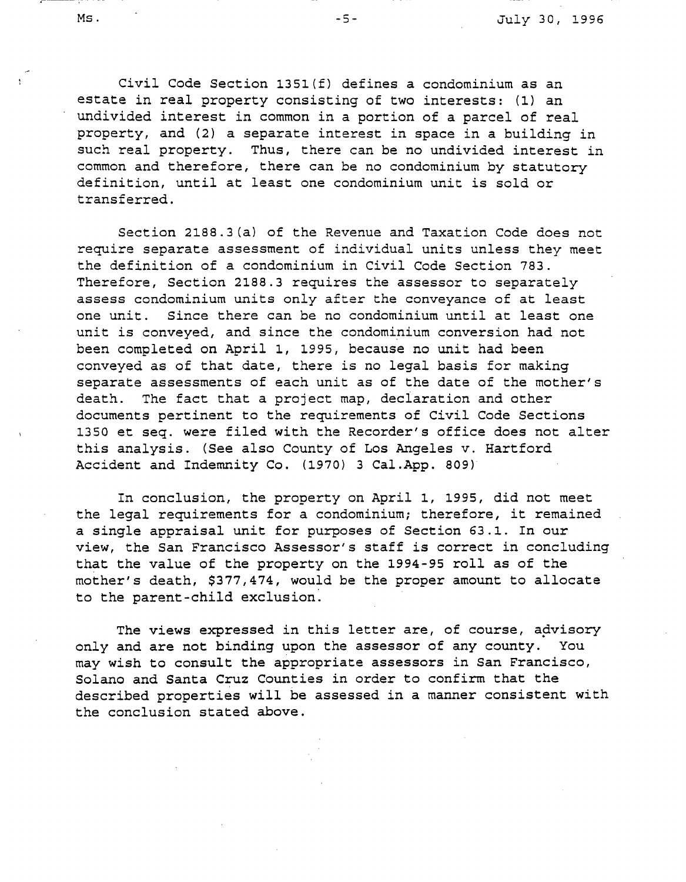Civil Code Section 1351(f) defines a condominium as an estate in real property consisting of two interests: (1) an undivided interest in common in a portion of a parcel of real property, and (2) a separate interest in space in a building in such real property. Thus, there can be no undivided interest in common and therefore, there can be no condominium by statutory definition, until at least one condominium unit is sold or transferred.

Section 2188.3(a) of the Revenue and Taxation Code does not require separate assessment of individual units unless they meet the definition of a condominium in Civil Code Section 783. Therefore, Section 2188.3 requires the assessor to separately assess condominium units only after the conveyance of at least one unit. Since there can be no condominium until at least one unit is conveyed, and since the condominium conversion had not been completed on April 1, 1995, because no unit had been conveyed as of that date, there is no legal basis for making separate assessments of each unit as of the date of the mother's death. The fact that a project map, declaration and other documents pertinent to the requirements of Civil Code Sections 1350 et seq. were filed with the Recorder's office does not alter this analysis. (See also County of Los Angeles v. Hartford Accident and Indemnity Co. (1970) 3 Cal.App. 809)

In conclusion, the property on April 1, 1995, did not meet the legal requirements for a condominium; therefore, it remained a single appraisal unit for purposes of Section 63.1. In our view, the San Francisco Assessor's staff is correct in concluding that the value of the property on the 1994-95 roll as of the mother's death, $377,474, would be the proper amount to allocate to the parent-child exclusion.

The views expressed in this letter are, of course, advisory only and are not binding upon the assessor of any county. You may wish to consult the appropriate assessors in San Francisco, Solano and Santa Cruz Counties in order to confirm that the described properties will be assessed in a manner consistent with the conclusion stated above.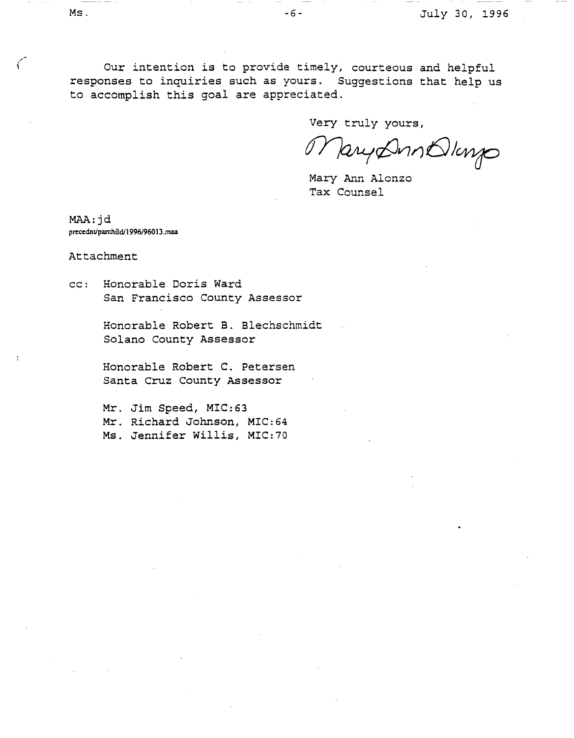Our intention is to provide timely, courteous and helpful responses to inquiries such as yours. Suggestions that help us to accomplish this goal are appreciated.

Very truly yours,

Mary Ann Alonzo

Mary Ann Alonzo
Tax Counsel

MAA:jd
precednt/parchild/1996/96013.maa

Attachment

cc: Honorable Doris Ward
San Francisco County Assessor

Honorable Robert B. Blechschmidt
Solano County Assessor

Honorable Robert C. Petersen
Santa Cruz County Assessor

Mr. Jim Speed, MIC:63
Mr. Richard Johnson, MIC:64
Ms. Jennifer Willis, MIC:70